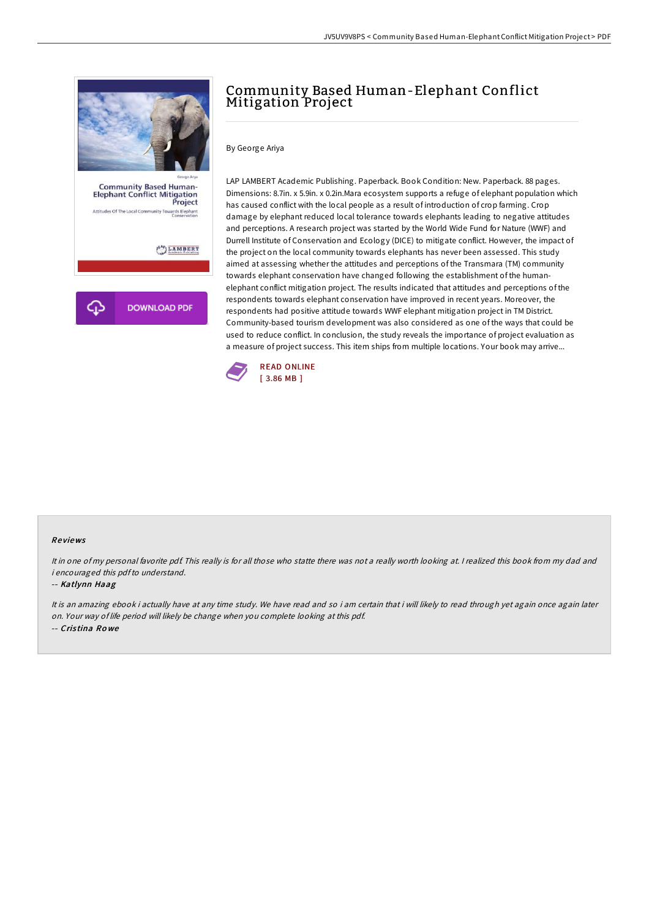# Community Based Human-Elephant Conflict Mitigation Project

By George Ariya

LAP LAMBERT Academic Publishing. Paperback. Book Condition: New. Paperback. 88 pages. Dimensions: 8.7in. x 5.9in. x 0.2in.Mara ecosystem supports a refuge of elephant population which has caused conflict with the local people as a result of introduction of crop farming. Crop damage by elephant reduced local tolerance towards elephants leading to negative attitudes and perceptions. A research project was started by the World Wide Fund for Nature (WWF) and Durrell Institute of Conservation and Ecology (DICE) to mitigate conflict. However, the impact of the project on the local community towards elephants has never been assessed. This study aimed at assessing whether the attitudes and perceptions of the Transmara (TM) community towards elephant conservation have changed following the establishment of the human-elephant conflict mitigation project. The results indicated that attitudes and perceptions of the respondents towards elephant conservation have improved in recent years. Moreover, the respondents had positive attitude towards WWF elephant mitigation project in TM District. Community-based tourism development was also considered as one of the ways that could be used to reduce conflict. In conclusion, the study reveals the importance of project evaluation as a measure of project success. This item ships from multiple locations. Your book may arrive...

READ ONLINE
[ 3.86 MB ]

### Reviews

*It in one of my personal favorite pdf. This really is for all those who statte there was not a really worth looking at. I realized this book from my dad and i encouraged this pdf to understand.*

-- *Katlynn Haag*

*It is an amazing ebook i actually have at any time study. We have read and so i am certain that i will likely to read through yet again once again later on. Your way of life period will likely be change when you complete looking at this pdf.*

-- *Cristina Rowe*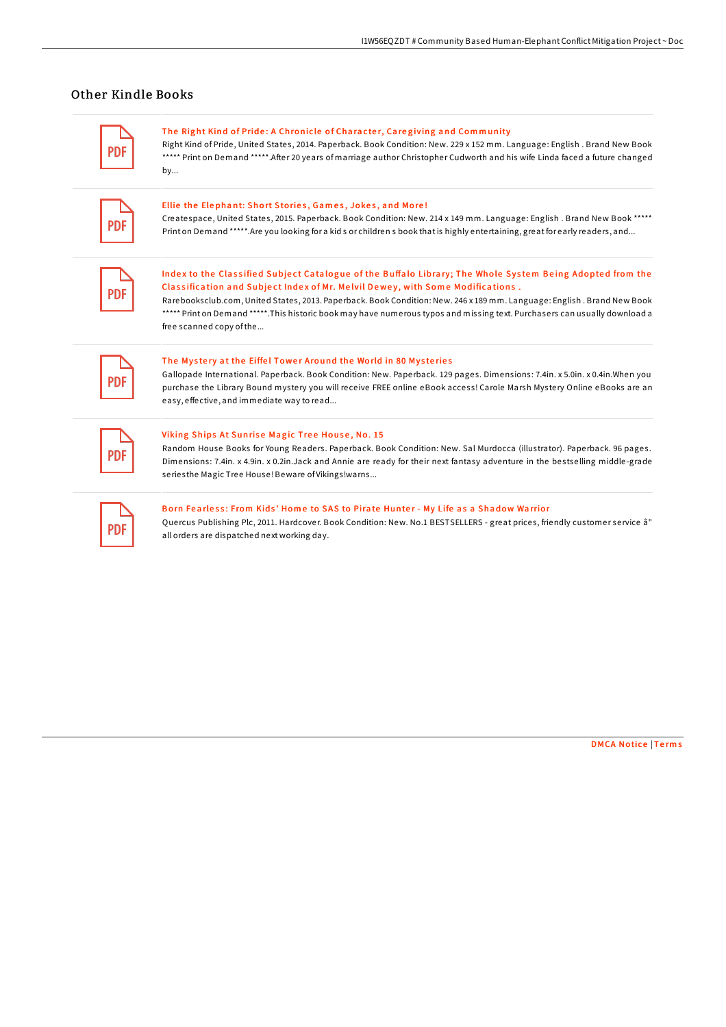## Other Kindle Books

PDF

**The Right Kind of Pride: A Chronicle of Character, Caregiving and Community**

Right Kind of Pride, United States, 2014. Paperback. Book Condition: New. 229 x 152 mm. Language: English . Brand New Book ***** Print on Demand *****.After 20 years of marriage author Christopher Cudworth and his wife Linda faced a future changed by...

PDF

**Ellie the Elephant: Short Stories, Games, Jokes, and More!**

Createspace, United States, 2015. Paperback. Book Condition: New. 214 x 149 mm. Language: English . Brand New Book ***** Print on Demand *****.Are you looking for a kid s or children s book that is highly entertaining, great for early readers, and...

PDF

**Index to the Classified Subject Catalogue of the Buffalo Library; The Whole System Being Adopted from the Classification and Subject Index of Mr. Melvil Dewey, with Some Modifications .**

Rarebooksclub.com, United States, 2013. Paperback. Book Condition: New. 246 x 189 mm. Language: English . Brand New Book ***** Print on Demand *****.This historic book may have numerous typos and missing text. Purchasers can usually download a free scanned copy of the...

PDF

**The Mystery at the Eiffel Tower Around the World in 80 Mysteries**

Gallopade International. Paperback. Book Condition: New. Paperback. 129 pages. Dimensions: 7.4in. x 5.0in. x 0.4in.When you purchase the Library Bound mystery you will receive FREE online eBook access! Carole Marsh Mystery Online eBooks are an easy, effective, and immediate way to read...

PDF

**Viking Ships At Sunrise Magic Tree House, No. 15**

Random House Books for Young Readers. Paperback. Book Condition: New. Sal Murdocca (illustrator). Paperback. 96 pages. Dimensions: 7.4in. x 4.9in. x 0.2in.Jack and Annie are ready for their next fantasy adventure in the bestselling middle-grade series the Magic Tree House! Beware of Vikings!warns...

PDF

**Born Fearless: From Kids' Home to SAS to Pirate Hunter - My Life as a Shadow Warrior**

Quercus Publishing Plc, 2011. Hardcover. Book Condition: New. No.1 BESTSELLERS - great prices, friendly customer service â" all orders are dispatched next working day.